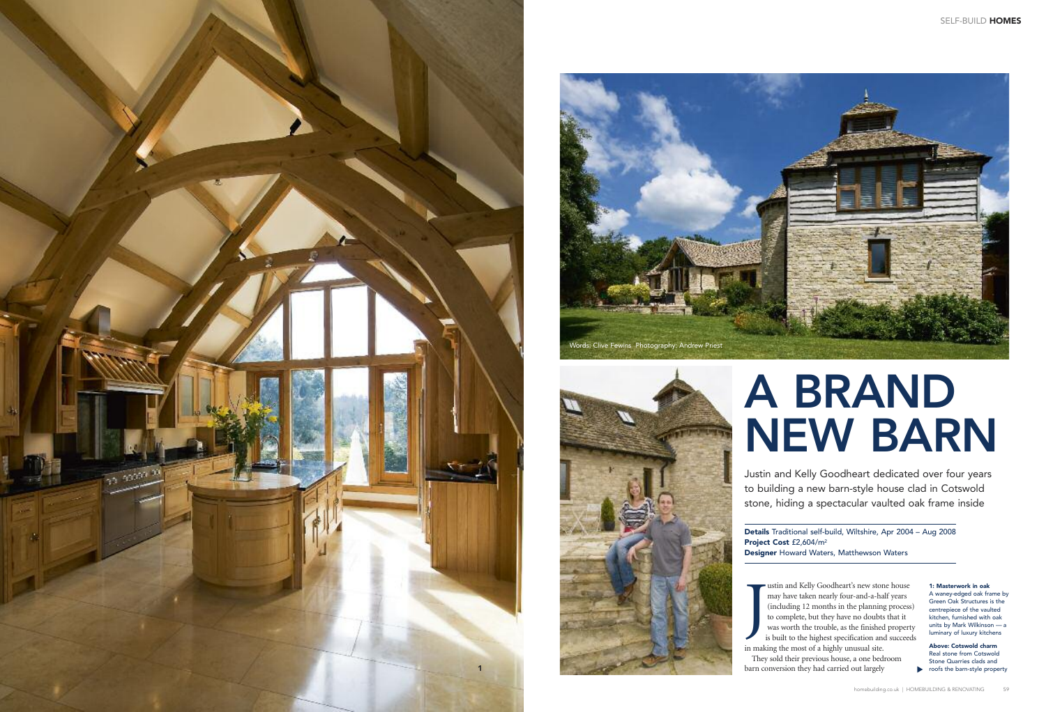Words: Clive Fewins Photography: Andrew Priest

# A BRAND NEW BARN

Justin and Kelly Goodheart dedicated over four years to building a new barn-style house clad in Cotswold stone, hiding a spectacular vaulted oak frame inside

**Details** Traditional self-build, Wiltshire, Apr 2004 – Aug 2008
**Project Cost** £2,604/m²
**Designer** Howard Waters, Matthewson Waters

Justin and Kelly Goodheart's new stone house may have taken nearly four-and-a-half years (including 12 months in the planning process) to complete, but they have no doubts that it was worth the trouble, as the finished property is built to the highest specification and succeeds in making the most of a highly unusual site.

They sold their previous house, a one bedroom barn conversion they had carried out largely

**1: Masterwork in oak**
A waney-edged oak frame by Green Oak Structures is the centrepiece of the vaulted kitchen, furnished with oak units by Mark Wilkinson — a luminary of luxury kitchens

**Above: Cotswold charm**
Real stone from Cotswold Stone Quarries clads and roofs the barn-style property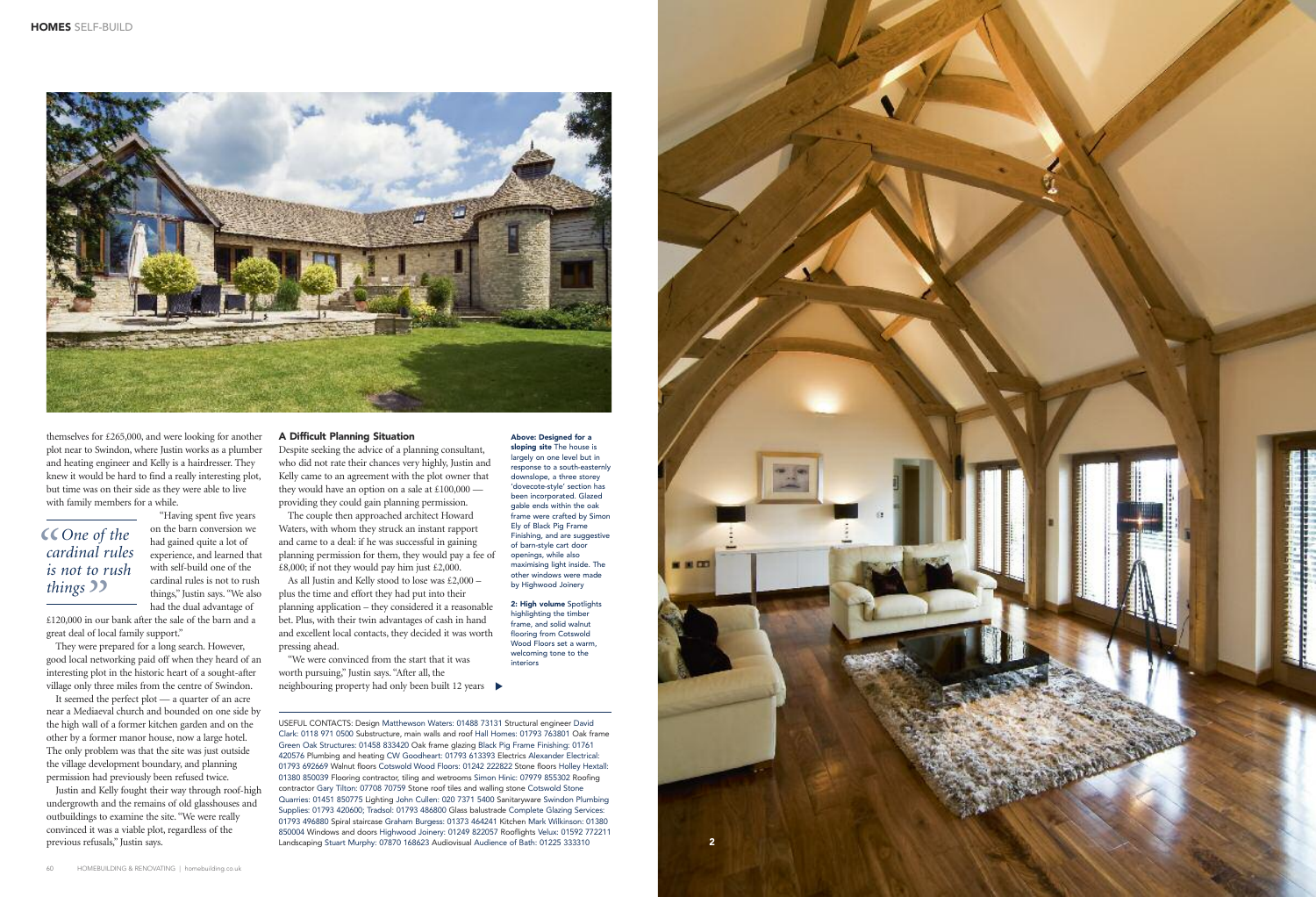themselves for £265,000, and were looking for another plot near to Swindon, where Justin works as a plumber and heating engineer and Kelly is a hairdresser. They knew it would be hard to find a really interesting plot, but time was on their side as they were able to live with family members for a while.

*"One of the cardinal rules is not to rush things"*

"Having spent five years on the barn conversion we had gained quite a lot of experience, and learned that with self-build one of the cardinal rules is not to rush things," Justin says. "We also had the dual advantage of £120,000 in our bank after the sale of the barn and a great deal of local family support."

They were prepared for a long search. However, good local networking paid off when they heard of an interesting plot in the historic heart of a sought-after village only three miles from the centre of Swindon.

It seemed the perfect plot — a quarter of an acre near a Mediaeval church and bounded on one side by the high wall of a former kitchen garden and on the other by a former manor house, now a large hotel. The only problem was that the site was just outside the village development boundary, and planning permission had previously been refused twice.

Justin and Kelly fought their way through roof-high undergrowth and the remains of old glasshouses and outbuildings to examine the site. "We were really convinced it was a viable plot, regardless of the previous refusals," Justin says.

### A Difficult Planning Situation

Despite seeking the advice of a planning consultant, who did not rate their chances very highly, Justin and Kelly came to an agreement with the plot owner that they would have an option on a sale at £100,000 — providing they could gain planning permission.

The couple then approached architect Howard Waters, with whom they struck an instant rapport and came to a deal: if he was successful in gaining planning permission for them, they would pay a fee of £8,000; if not they would pay him just £2,000.

As all Justin and Kelly stood to lose was £2,000 – plus the time and effort they had put into their planning application – they considered it a reasonable bet. Plus, with their twin advantages of cash in hand and excellent local contacts, they decided it was worth pressing ahead.

"We were convinced from the start that it was worth pursuing," Justin says. "After all, the neighbouring property had only been built 12 years ▶

**Above: Designed for a sloping site** The house is largely on one level but in response to a south-easterly downslope, a three storey 'dovecote-style' section has been incorporated. Glazed gable ends within the oak frame were crafted by Simon Ely of Black Pig Frame Finishing, and are suggestive of barn-style cart door openings, while also maximising light inside. The other windows were made by Highwood Joinery

**2: High volume** Spotlights highlighting the timber frame, and solid walnut flooring from Cotswold Wood Floors set a warm, welcoming tone to the interiors

USEFUL CONTACTS: Design Matthewson Waters: 01488 73131 Structural engineer David Clark: 0118 971 0500 Substructure, main walls and roof Hall Homes: 01793 763801 Oak frame Green Oak Structures: 01458 833420 Oak frame glazing Black Pig Frame Finishing: 01761 420576 Plumbing and heating CW Goodheart: 01793 613393 Electrics Alexander Electrical: 01793 692669 Walnut floors Cotswold Wood Floors: 01242 222822 Stone floors Holley Hextall: 01380 850039 Flooring contractor, tiling and wetrooms Simon Hinic: 07979 855302 Roofing contractor Gary Tilton: 07708 70759 Stone roof tiles and walling stone Cotswold Stone Quarries: 01451 850775 Lighting John Cullen: 020 7371 5400 Sanitaryware Swindon Plumbing Supplies: 01793 420600; Tradsol: 01793 486800 Glass balustrade Complete Glazing Services: 01793 496880 Spiral staircase Graham Burgess: 01373 464241 Kitchen Mark Wilkinson: 01380 850004 Windows and doors Highwood Joinery: 01249 822057 Rooflights Velux: 01592 772211 Landscaping Stuart Murphy: 07870 168623 Audiovisual Audience of Bath: 01225 333310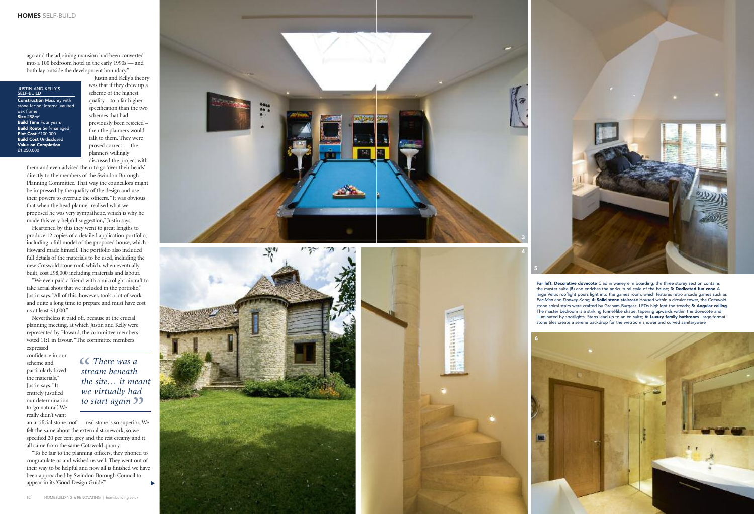ago and the adjoining mansion had been converted into a 100 bedroom hotel in the early 1990s — and both lay outside the development boundary."

**JUSTIN AND KELLY'S SELF-BUILD**
**Construction** Masonry with stone facing; internal vaulted oak frame
**Size** 288m²
**Build Time** Four years
**Build Route** Self-managed
**Plot Cost** £100,000
**Build Cost** Undisclosed
**Value on Completion** £1,250,000

Justin and Kelly's theory was that if they drew up a scheme of the highest quality – to a far higher specification than the two schemes that had previously been rejected – then the planners would talk to them. They were proved correct — the planners willingly discussed the project with them and even advised them to go 'over their heads' directly to the members of the Swindon Borough Planning Committee. That way the councillors might be impressed by the quality of the design and use their powers to overrule the officers. "It was obvious that when the head planner realised what we proposed he was very sympathetic, which is why he made this very helpful suggestion," Justin says.

Heartened by this they went to great lengths to produce 12 copies of a detailed application portfolio, including a full model of the proposed house, which Howard made himself. The portfolio also included full details of the materials to be used, including the new Cotswold stone roof, which, when eventually built, cost £98,000 including materials and labour.

"We even paid a friend with a microlight aircraft to take aerial shots that we included in the portfolio," Justin says. "All of this, however, took a lot of work and quite a long time to prepare and must have cost us at least £1,000."

Nevertheless it paid off, because at the crucial planning meeting, at which Justin and Kelly were represented by Howard, the committee members voted 11:1 in favour. "The committee members expressed confidence in our scheme and particularly loved the materials," Justin says. "It entirely justified our determination to 'go natural'. We really didn't want an artificial stone roof — real stone is so superior. We felt the same about the external stonework, so we specified 20 per cent grey and the rest creamy and it all came from the same Cotswold quarry.

> *"There was a stream beneath the site… it meant we virtually had to start again"*

"To be fair to the planning officers, they phoned to congratulate us and wished us well. They went out of their way to be helpful and now all is finished we have been approached by Swindon Borough Council to appear in its 'Good Design Guide'."

**Far left: Decorative dovecote** Clad in waney elm boarding, the three storey section contains the master suite (**5**) and enriches the agricultural style of the house; **3: Dedicated fun zone** A large Velux rooflight pours light into the games room, which features retro arcade games such as *Pac-Man* and *Donkey Kong*; **4: Solid stone staircase** Housed within a circular tower, the Cotswold stone spiral stairs were crafted by Graham Burgess. LEDs highlight the treads; **5: Angular ceiling** The master bedroom is a striking funnel-like shape, tapering upwards within the dovecote and illuminated by spotlights. Steps lead up to an en suite; **6: Luxury family bathroom** Large-format stone tiles create a serene backdrop for the wetroom shower and curved sanitaryware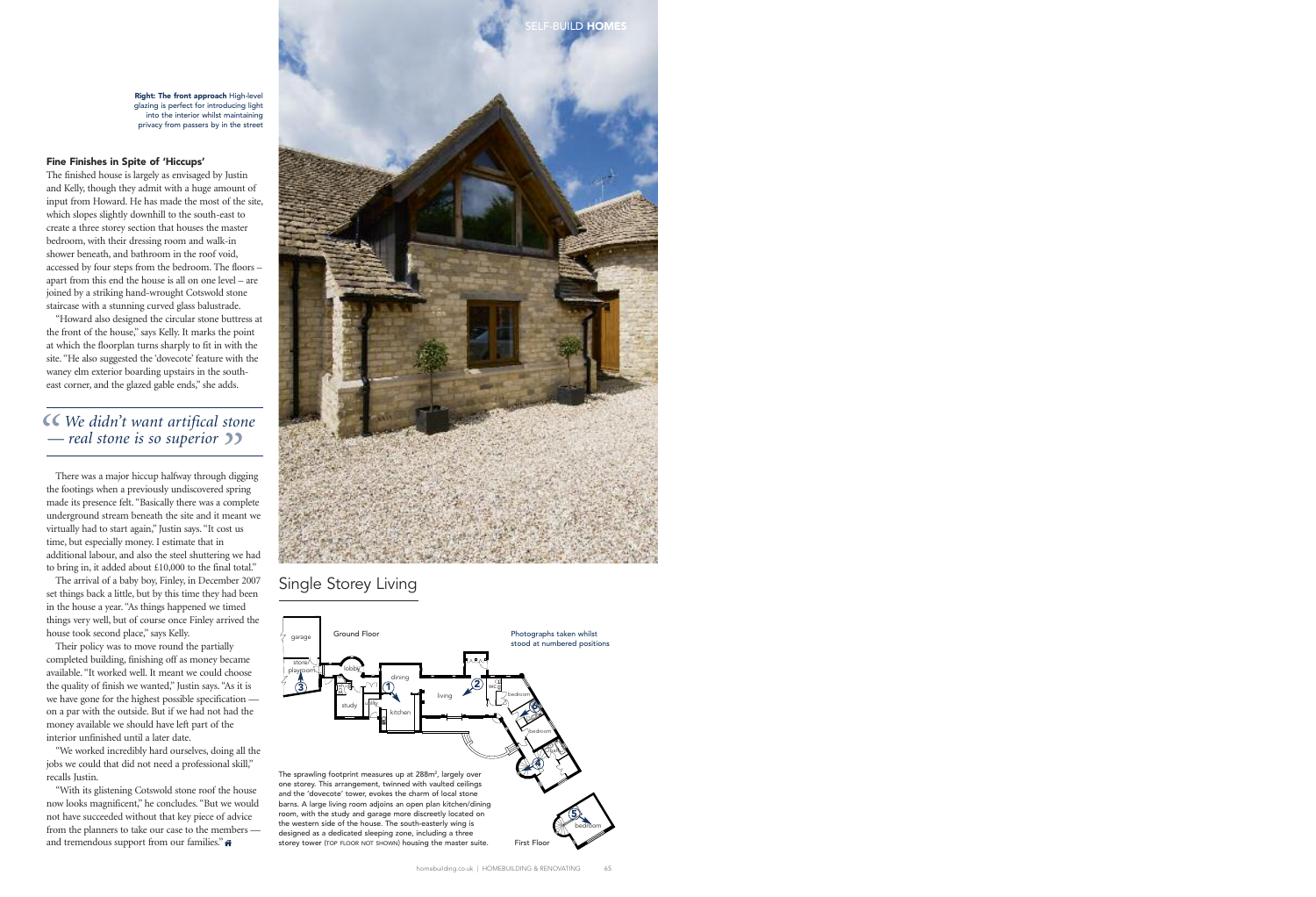**Right: The front approach** High-level glazing is perfect for introducing light into the interior whilst maintaining privacy from passers by in the street

### Fine Finishes in Spite of 'Hiccups'

The finished house is largely as envisaged by Justin and Kelly, though they admit with a huge amount of input from Howard. He has made the most of the site, which slopes slightly downhill to the south-east to create a three storey section that houses the master bedroom, with their dressing room and walk-in shower beneath, and bathroom in the roof void, accessed by four steps from the bedroom. The floors – apart from this end the house is all on one level – are joined by a striking hand-wrought Cotswold stone staircase with a stunning curved glass balustrade.

"Howard also designed the circular stone buttress at the front of the house," says Kelly. It marks the point at which the floorplan turns sharply to fit in with the site. "He also suggested the 'dovecote' feature with the waney elm exterior boarding upstairs in the south-east corner, and the glazed gable ends," she adds.

> *"We didn't want artifical stone — real stone is so superior"*

There was a major hiccup halfway through digging the footings when a previously undiscovered spring made its presence felt. "Basically there was a complete underground stream beneath the site and it meant we virtually had to start again," Justin says. "It cost us time, but especially money. I estimate that in additional labour, and also the steel shuttering we had to bring in, it added about £10,000 to the final total."

The arrival of a baby boy, Finley, in December 2007 set things back a little, but by this time they had been in the house a year. "As things happened we timed things very well, but of course once Finley arrived the house took second place," says Kelly.

Their policy was to move round the partially completed building, finishing off as money became available. "It worked well. It meant we could choose the quality of finish we wanted," Justin says. "As it is we have gone for the highest possible specification — on a par with the outside. But if we had not had the money available we should have left part of the interior unfinished until a later date.

"We worked incredibly hard ourselves, doing all the jobs we could that did not need a professional skill," recalls Justin.

"With its glistening Cotswold stone roof the house now looks magnificent," he concludes. "But we would not have succeeded without that key piece of advice from the planners to take our case to the members — and tremendous support from our families."

## Single Storey Living

Ground Floor

garage

store/ playroom

lobby

dining

study

utility

kitchen

living

WC

bedroom

bedroom

bath

First Floor

bedroom

Photographs taken whilst stood at numbered positions

The sprawling footprint measures up at 288m², largely over one storey. This arrangement, twinned with vaulted ceilings and the 'dovecote' tower, evokes the charm of local stone barns. A large living room adjoins an open plan kitchen/dining room, with the study and garage more discreetly located on the western side of the house. The south-easterly wing is designed as a dedicated sleeping zone, including a three storey tower (TOP FLOOR NOT SHOWN) housing the master suite.